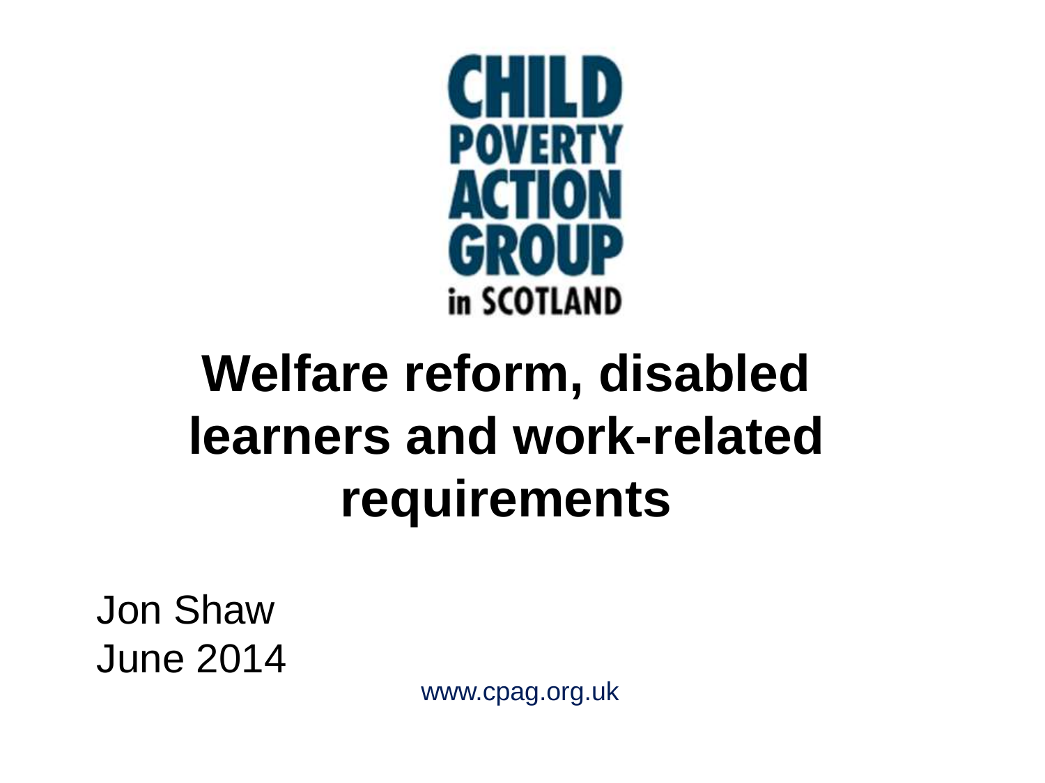CHILD POVERTY ACTION GROUP in SCOTLAND

# Welfare reform, disabled learners and work-related requirements

Jon Shaw
June 2014

www.cpag.org.uk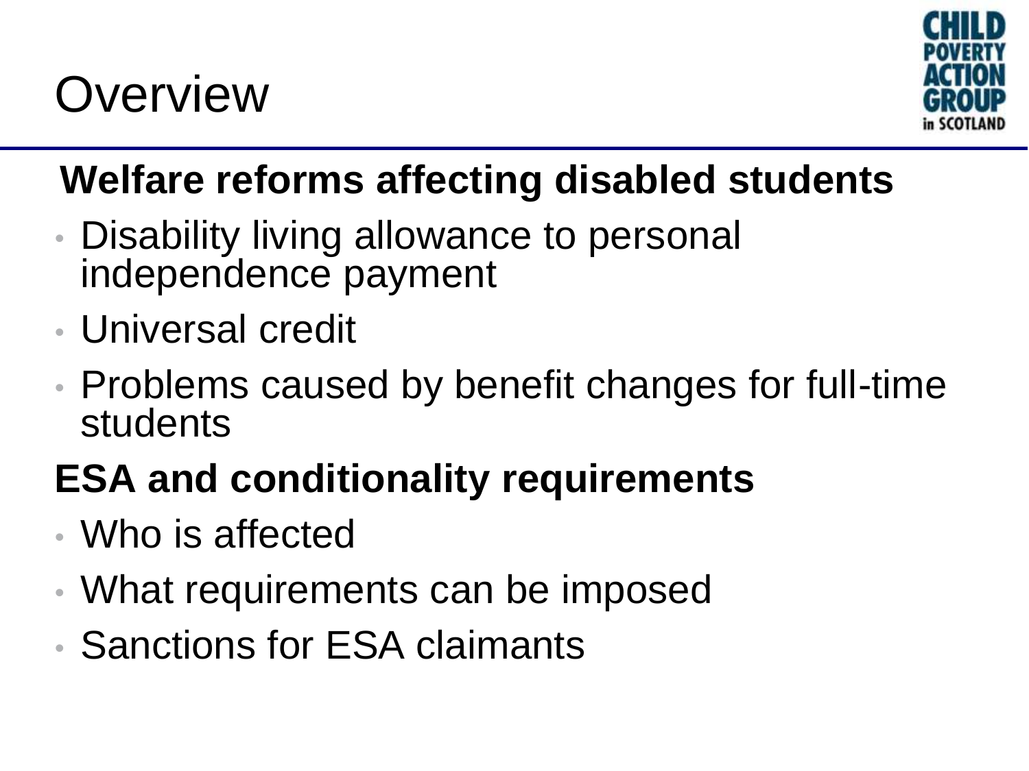# Overview

**Welfare reforms affecting disabled students**

- Disability living allowance to personal independence payment
- Universal credit
- Problems caused by benefit changes for full-time students

**ESA and conditionality requirements**

- Who is affected
- What requirements can be imposed
- Sanctions for ESA claimants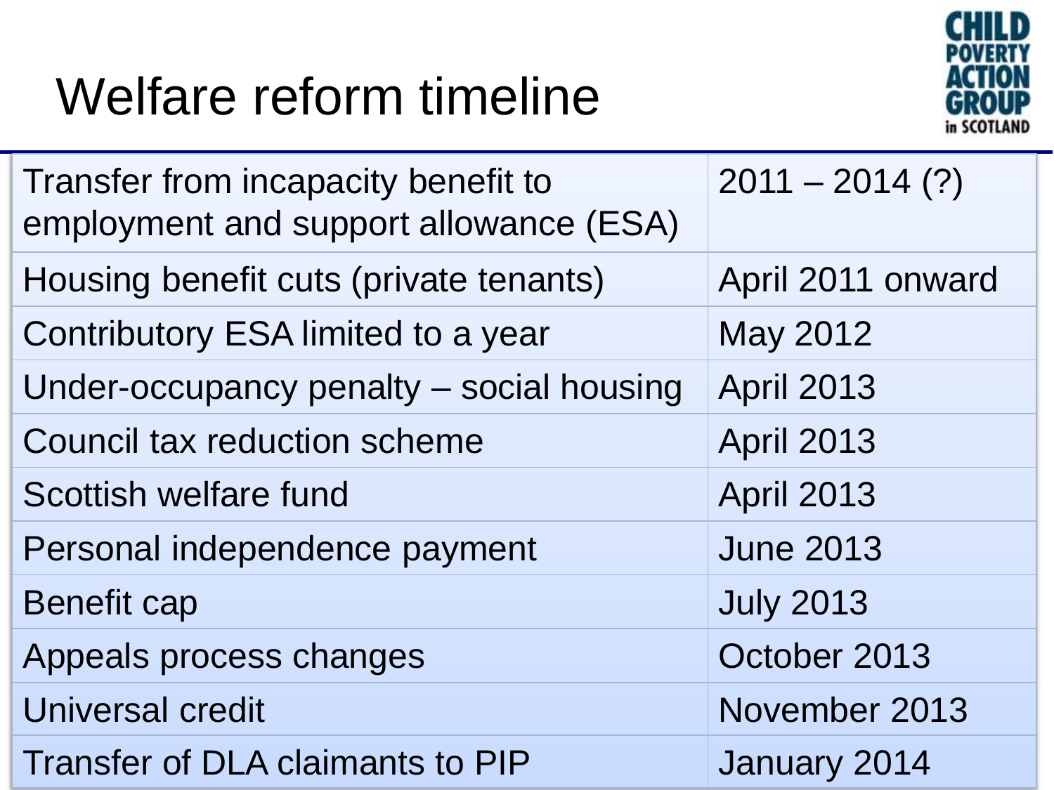# Welfare reform timeline

| | |
|---|---|
| Transfer from incapacity benefit to employment and support allowance (ESA) | 2011 – 2014 (?) |
| Housing benefit cuts (private tenants) | April 2011 onward |
| Contributory ESA limited to a year | May 2012 |
| Under-occupancy penalty – social housing | April 2013 |
| Council tax reduction scheme | April 2013 |
| Scottish welfare fund | April 2013 |
| Personal independence payment | June 2013 |
| Benefit cap | July 2013 |
| Appeals process changes | October 2013 |
| Universal credit | November 2013 |
| Transfer of DLA claimants to PIP | January 2014 |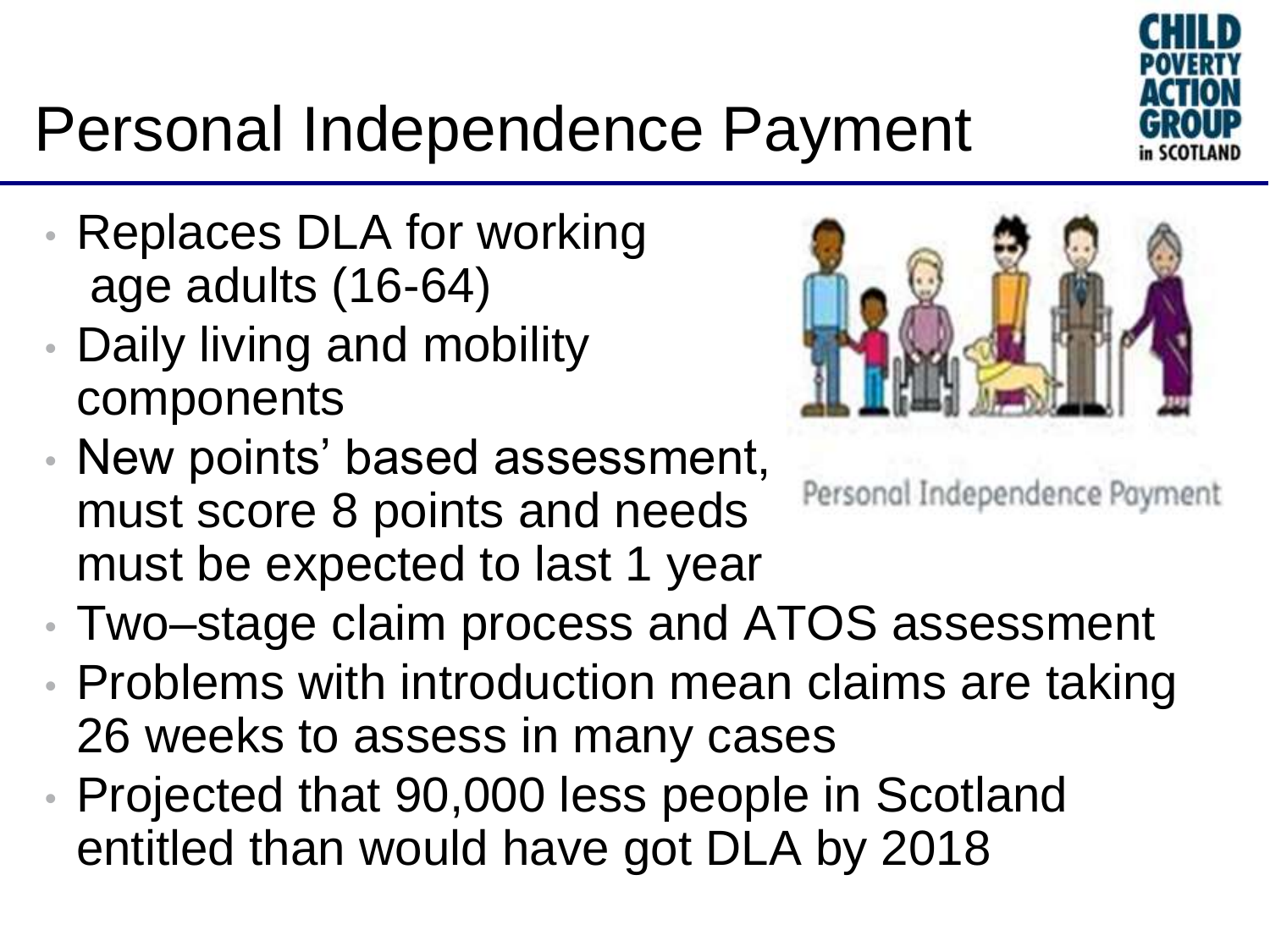# Personal Independence Payment

- Replaces DLA for working age adults (16-64)
- Daily living and mobility components
- New points' based assessment, must score 8 points and needs must be expected to last 1 year
- Two–stage claim process and ATOS assessment
- Problems with introduction mean claims are taking 26 weeks to assess in many cases
- Projected that 90,000 less people in Scotland entitled than would have got DLA by 2018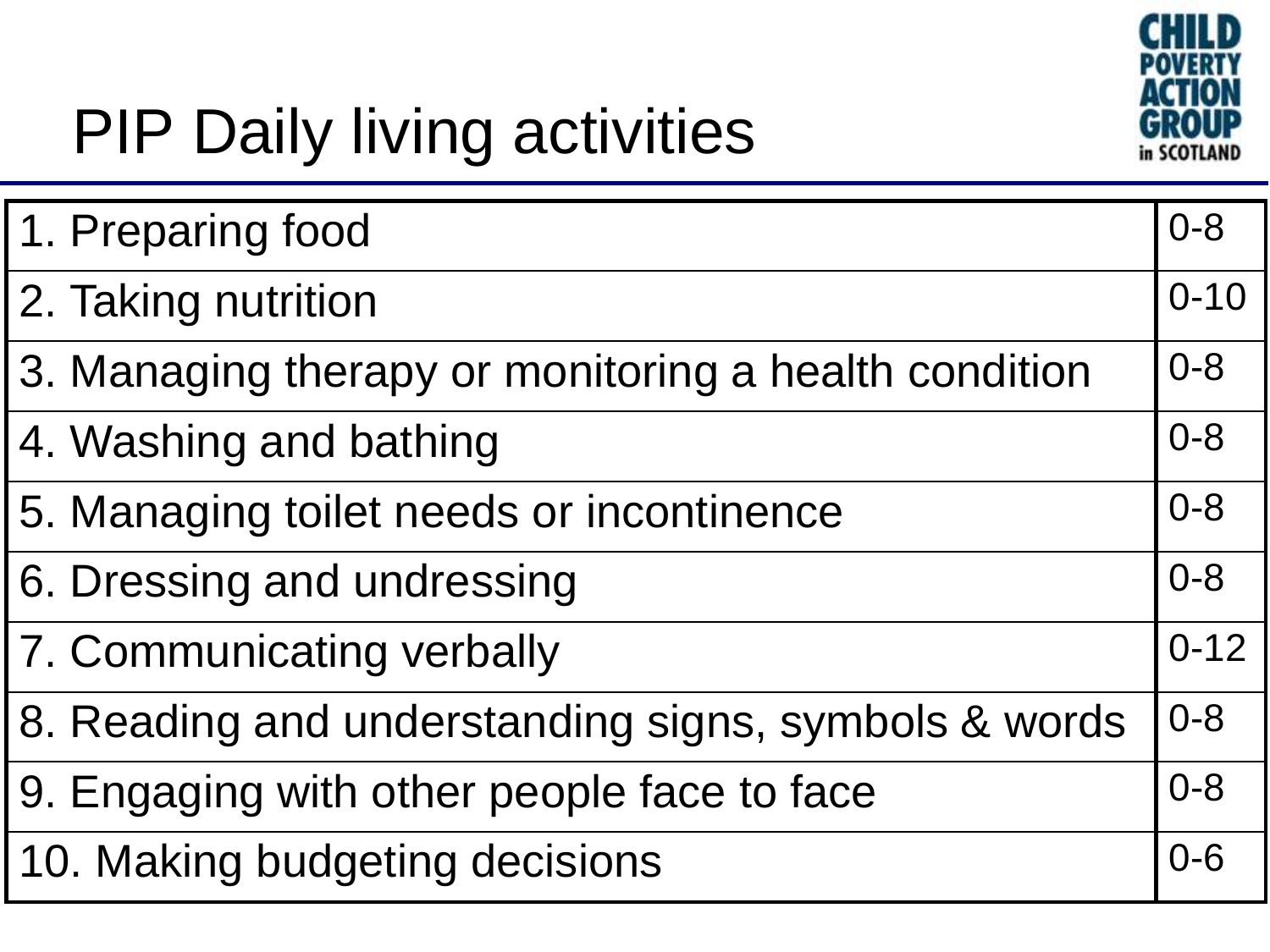# PIP Daily living activities

| Activity | Points |
|---|---|
| 1. Preparing food | 0-8 |
| 2. Taking nutrition | 0-10 |
| 3. Managing therapy or monitoring a health condition | 0-8 |
| 4. Washing and bathing | 0-8 |
| 5. Managing toilet needs or incontinence | 0-8 |
| 6. Dressing and undressing | 0-8 |
| 7. Communicating verbally | 0-12 |
| 8. Reading and understanding signs, symbols & words | 0-8 |
| 9. Engaging with other people face to face | 0-8 |
| 10. Making budgeting decisions | 0-6 |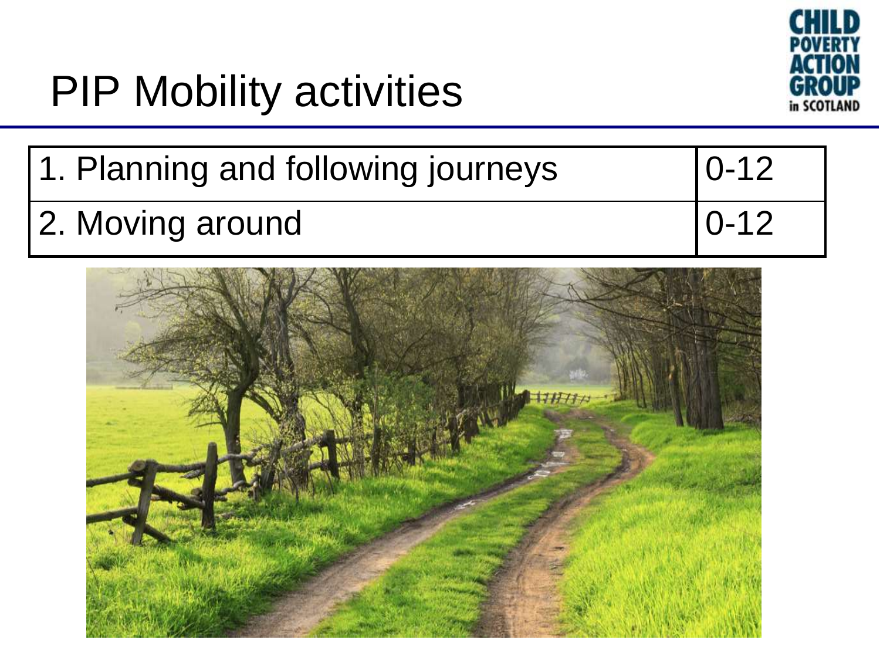# PIP Mobility activities

| 1. Planning and following journeys | 0-12 |
|---|---|
| 2. Moving around | 0-12 |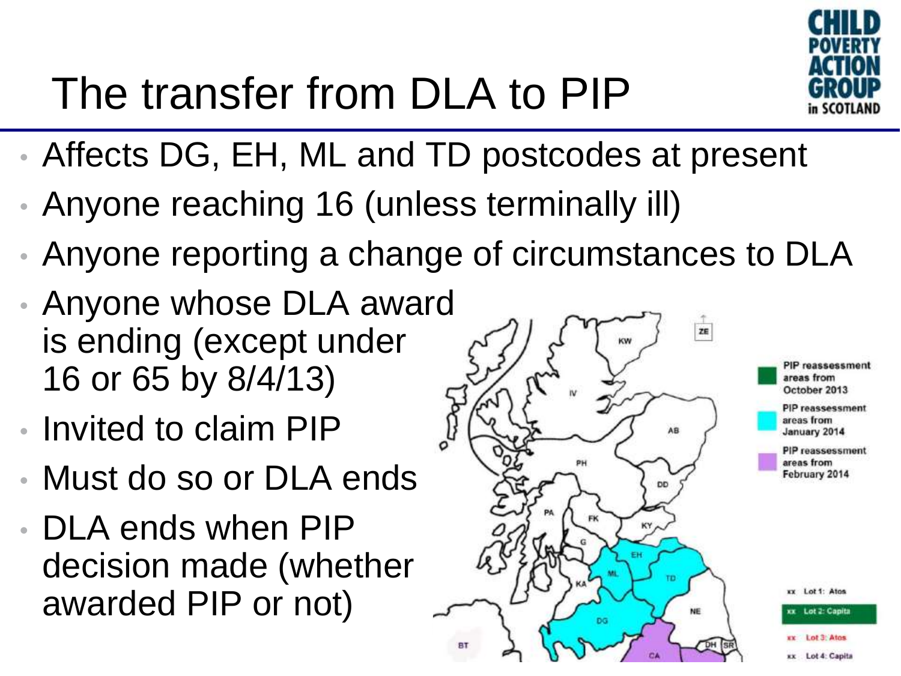# The transfer from DLA to PIP

- Affects DG, EH, ML and TD postcodes at present
- Anyone reaching 16 (unless terminally ill)
- Anyone reporting a change of circumstances to DLA
- Anyone whose DLA award is ending (except under 16 or 65 by 8/4/13)
- Invited to claim PIP
- Must do so or DLA ends
- DLA ends when PIP decision made (whether awarded PIP or not)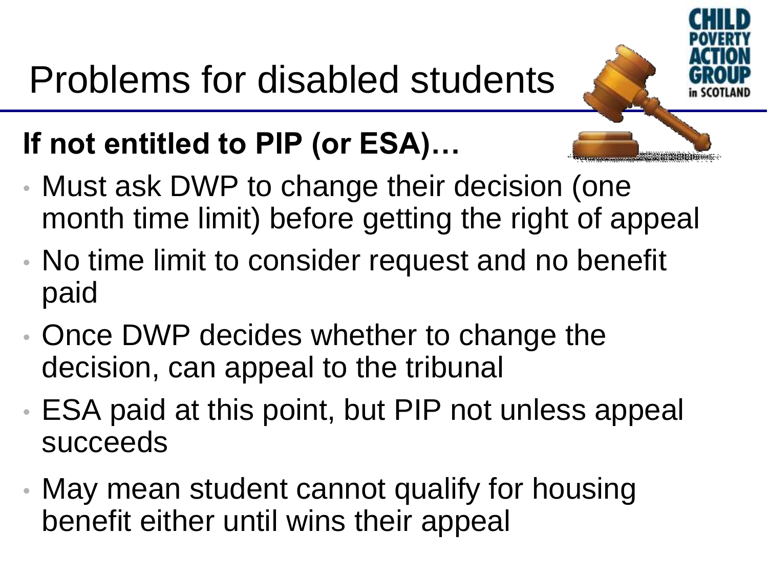# Problems for disabled students

**If not entitled to PIP (or ESA)…**

- Must ask DWP to change their decision (one month time limit) before getting the right of appeal
- No time limit to consider request and no benefit paid
- Once DWP decides whether to change the decision, can appeal to the tribunal
- ESA paid at this point, but PIP not unless appeal succeeds
- May mean student cannot qualify for housing benefit either until wins their appeal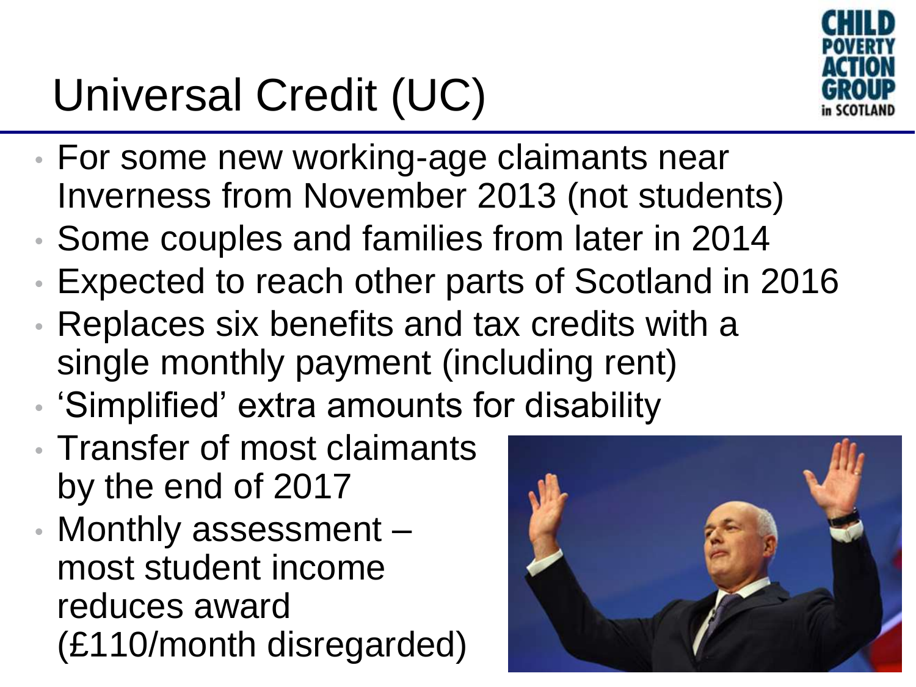# Universal Credit (UC)

- For some new working-age claimants near Inverness from November 2013 (not students)
- Some couples and families from later in 2014
- Expected to reach other parts of Scotland in 2016
- Replaces six benefits and tax credits with a single monthly payment (including rent)
- 'Simplified' extra amounts for disability
- Transfer of most claimants by the end of 2017
- Monthly assessment – most student income reduces award (£110/month disregarded)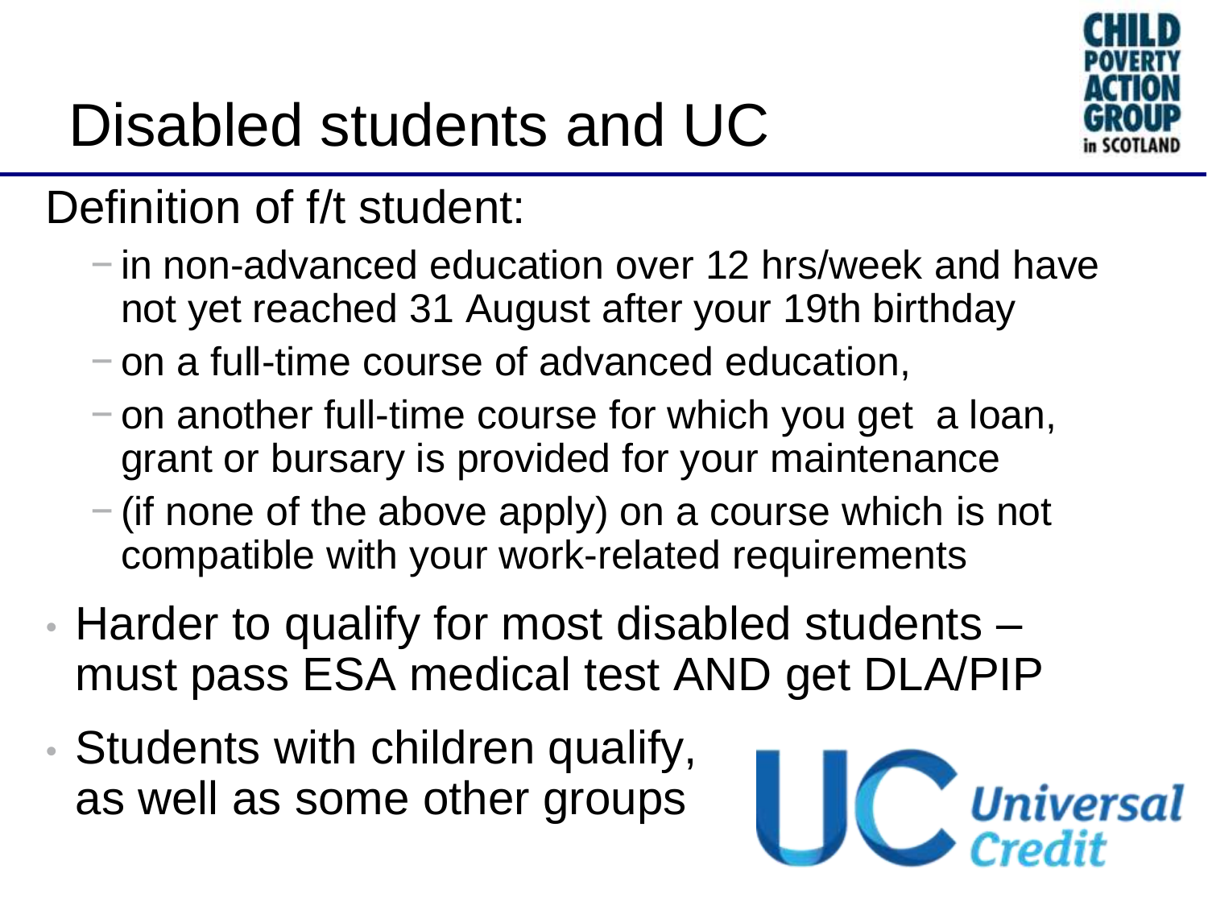# Disabled students and UC

Definition of f/t student:

- in non-advanced education over 12 hrs/week and have not yet reached 31 August after your 19th birthday
- on a full-time course of advanced education,
- on another full-time course for which you get a loan, grant or bursary is provided for your maintenance
- (if none of the above apply) on a course which is not compatible with your work-related requirements

- Harder to qualify for most disabled students – must pass ESA medical test AND get DLA/PIP
- Students with children qualify, as well as some other groups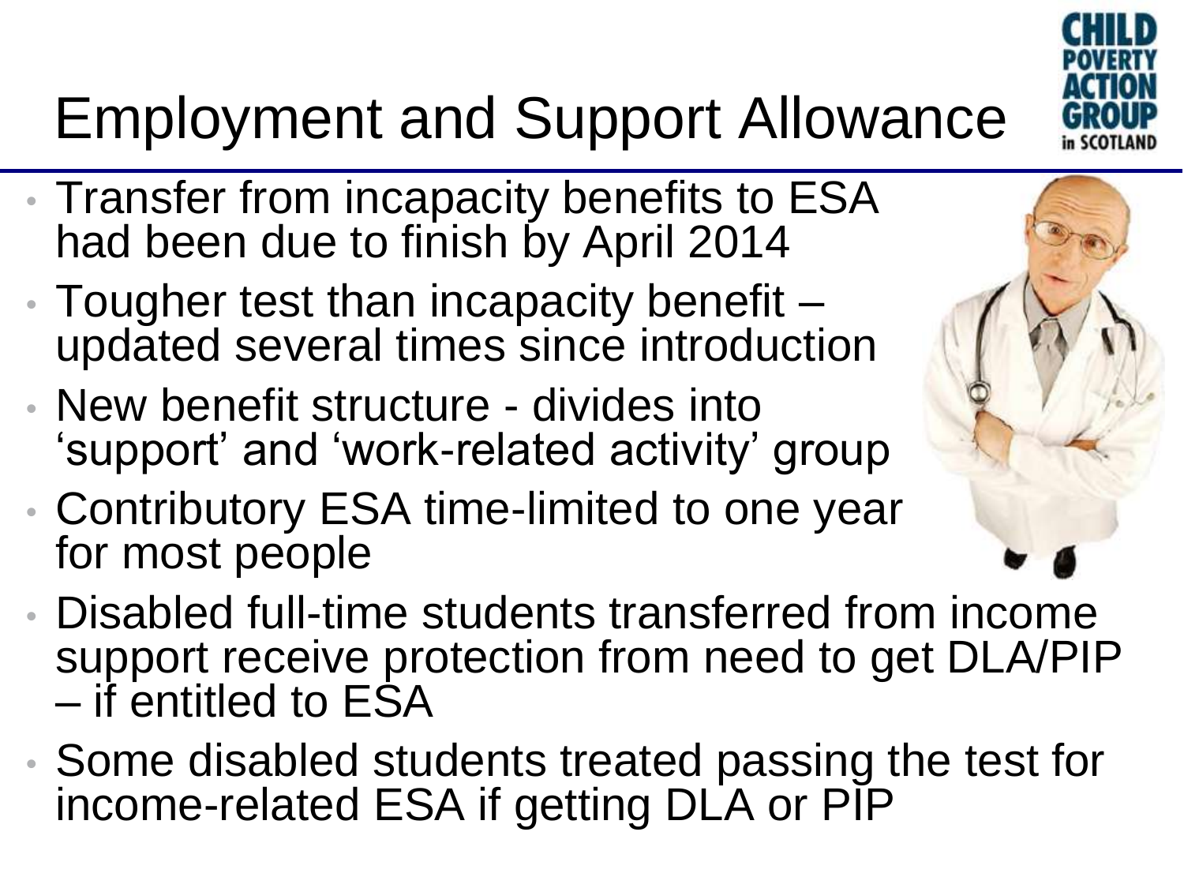# Employment and Support Allowance

- Transfer from incapacity benefits to ESA had been due to finish by April 2014
- Tougher test than incapacity benefit – updated several times since introduction
- New benefit structure - divides into 'support' and 'work-related activity' group
- Contributory ESA time-limited to one year for most people
- Disabled full-time students transferred from income support receive protection from need to get DLA/PIP – if entitled to ESA
- Some disabled students treated passing the test for income-related ESA if getting DLA or PIP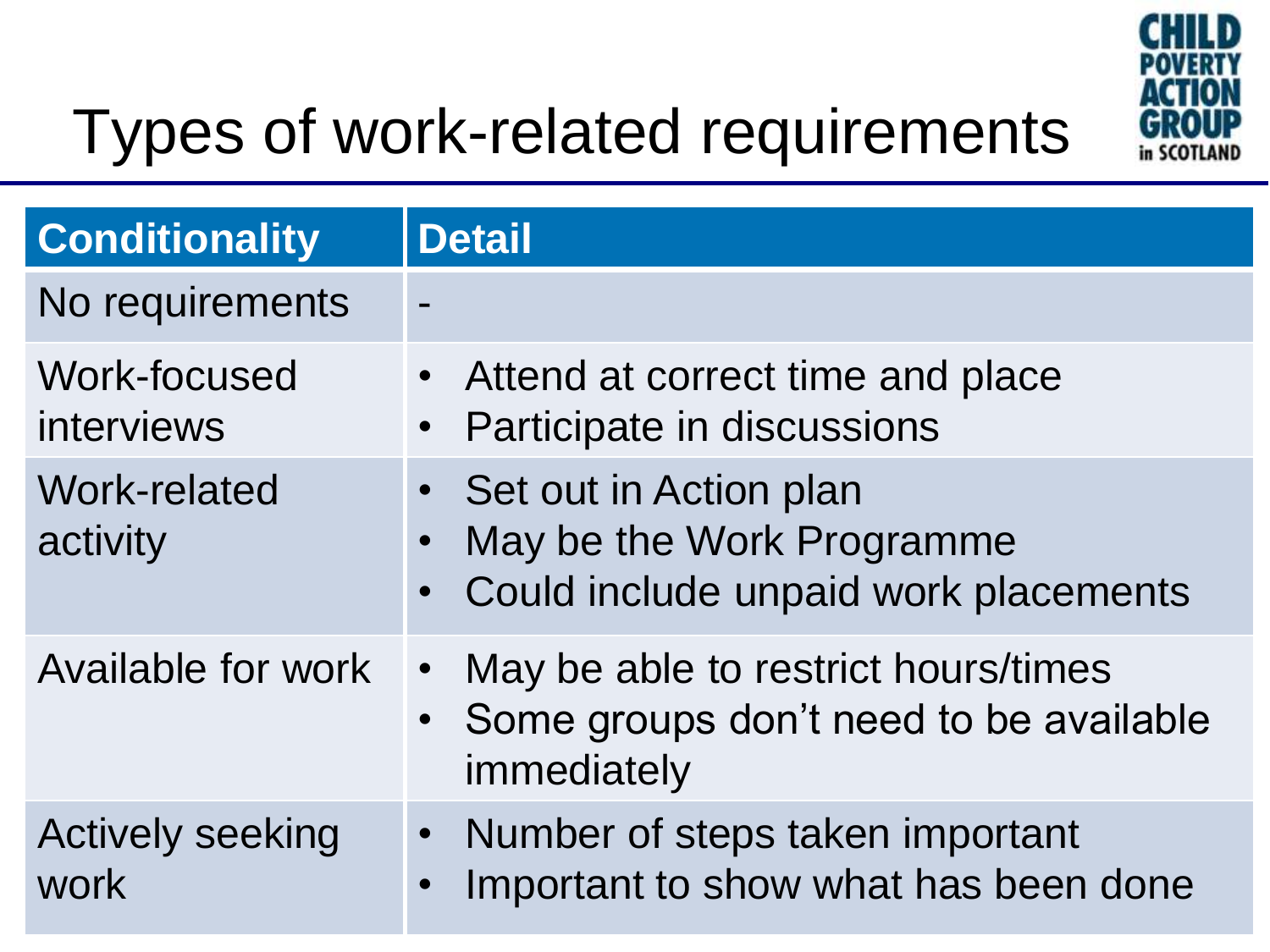# Types of work-related requirements

| Conditionality | Detail |
| --- | --- |
| No requirements | - |
| Work-focused interviews | • Attend at correct time and place<br>• Participate in discussions |
| Work-related activity | • Set out in Action plan<br>• May be the Work Programme<br>• Could include unpaid work placements |
| Available for work | • May be able to restrict hours/times<br>• Some groups don't need to be available immediately |
| Actively seeking work | • Number of steps taken important<br>• Important to show what has been done |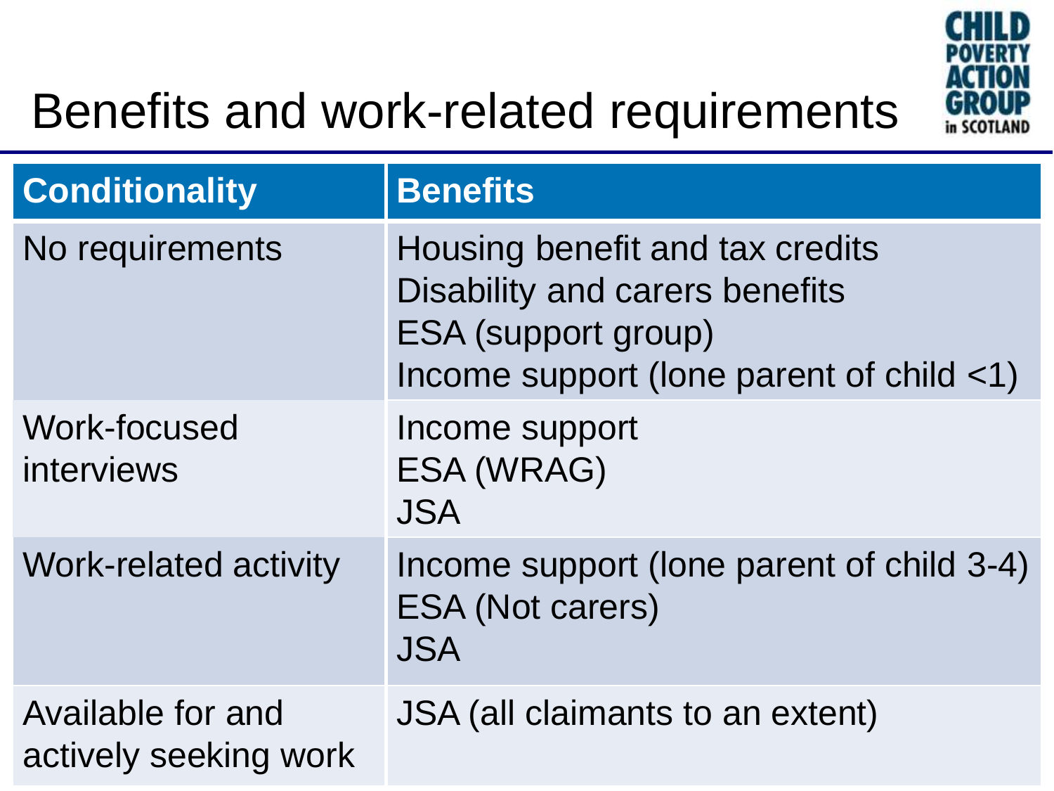# Benefits and work-related requirements

| Conditionality | Benefits |
|---|---|
| No requirements | Housing benefit and tax credits<br>Disability and carers benefits<br>ESA (support group)<br>Income support (lone parent of child <1) |
| Work-focused interviews | Income support<br>ESA (WRAG)<br>JSA |
| Work-related activity | Income support (lone parent of child 3-4)<br>ESA (Not carers)<br>JSA |
| Available for and actively seeking work | JSA (all claimants to an extent) |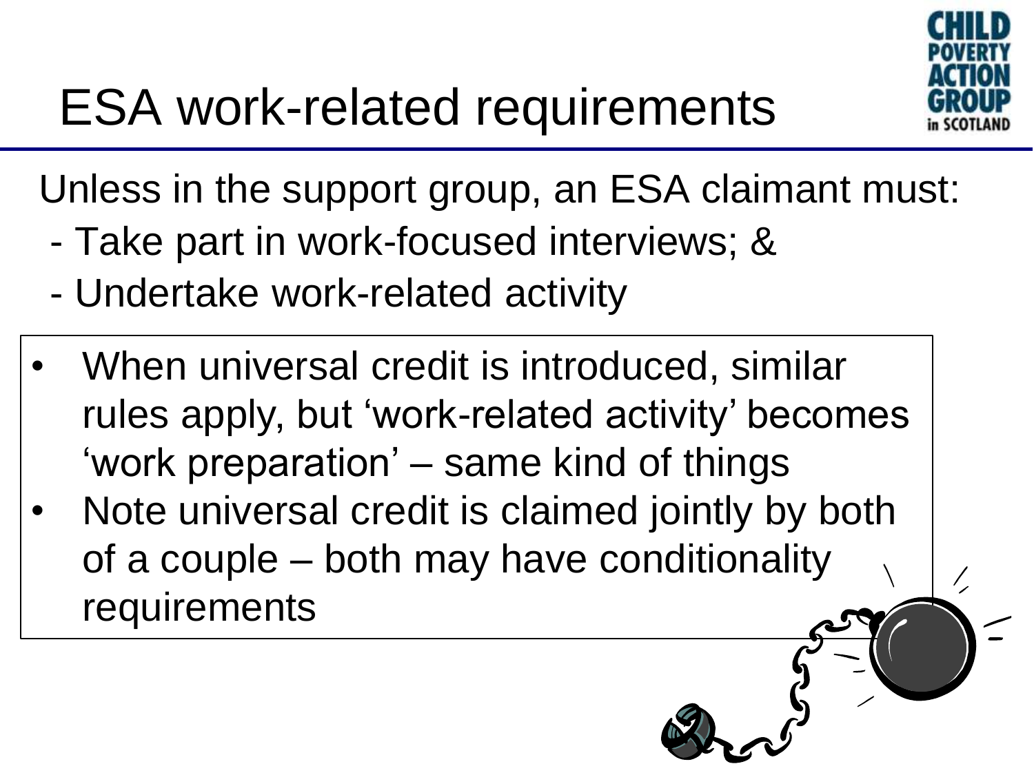# ESA work-related requirements

Unless in the support group, an ESA claimant must:

- Take part in work-focused interviews; &
- Undertake work-related activity

- When universal credit is introduced, similar rules apply, but 'work-related activity' becomes 'work preparation' – same kind of things
- Note universal credit is claimed jointly by both of a couple – both may have conditionality requirements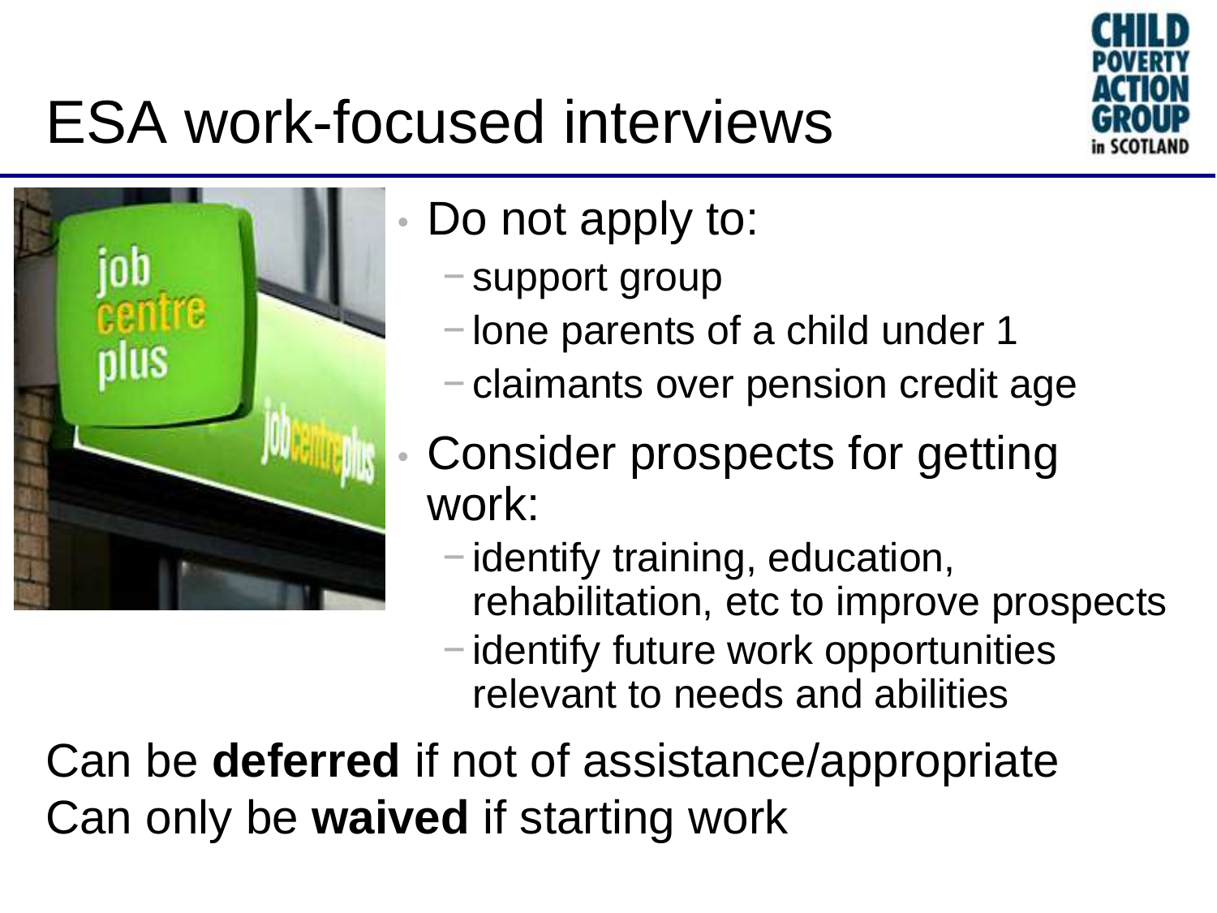# ESA work-focused interviews

- Do not apply to:
  - support group
  - lone parents of a child under 1
  - claimants over pension credit age
- Consider prospects for getting work:
  - identify training, education, rehabilitation, etc to improve prospects
  - identify future work opportunities relevant to needs and abilities

Can be **deferred** if not of assistance/appropriate
Can only be **waived** if starting work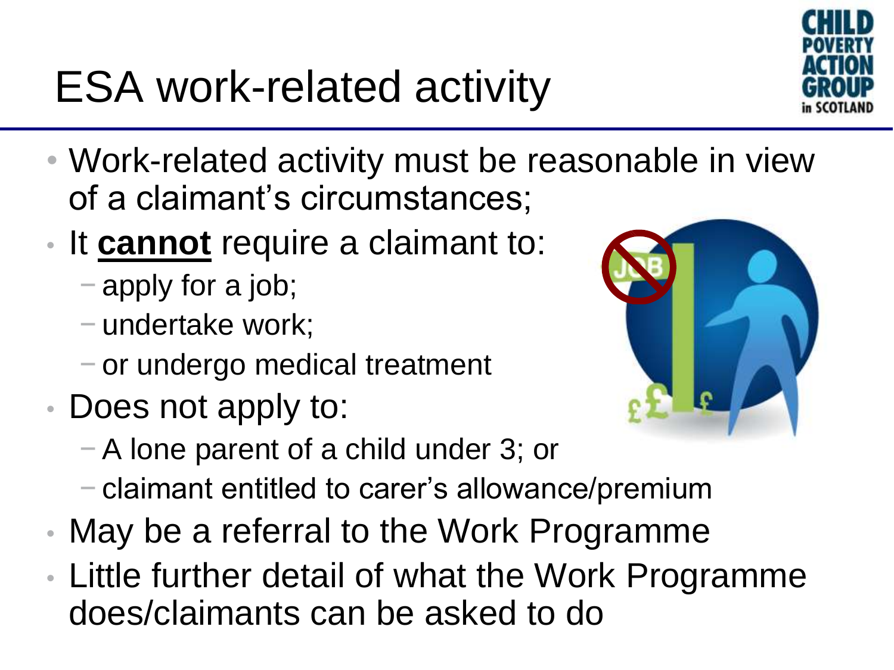# ESA work-related activity

- Work-related activity must be reasonable in view of a claimant's circumstances;
- It **cannot** require a claimant to:
  - apply for a job;
  - undertake work;
  - or undergo medical treatment
- Does not apply to:
  - A lone parent of a child under 3; or
  - claimant entitled to carer's allowance/premium
- May be a referral to the Work Programme
- Little further detail of what the Work Programme does/claimants can be asked to do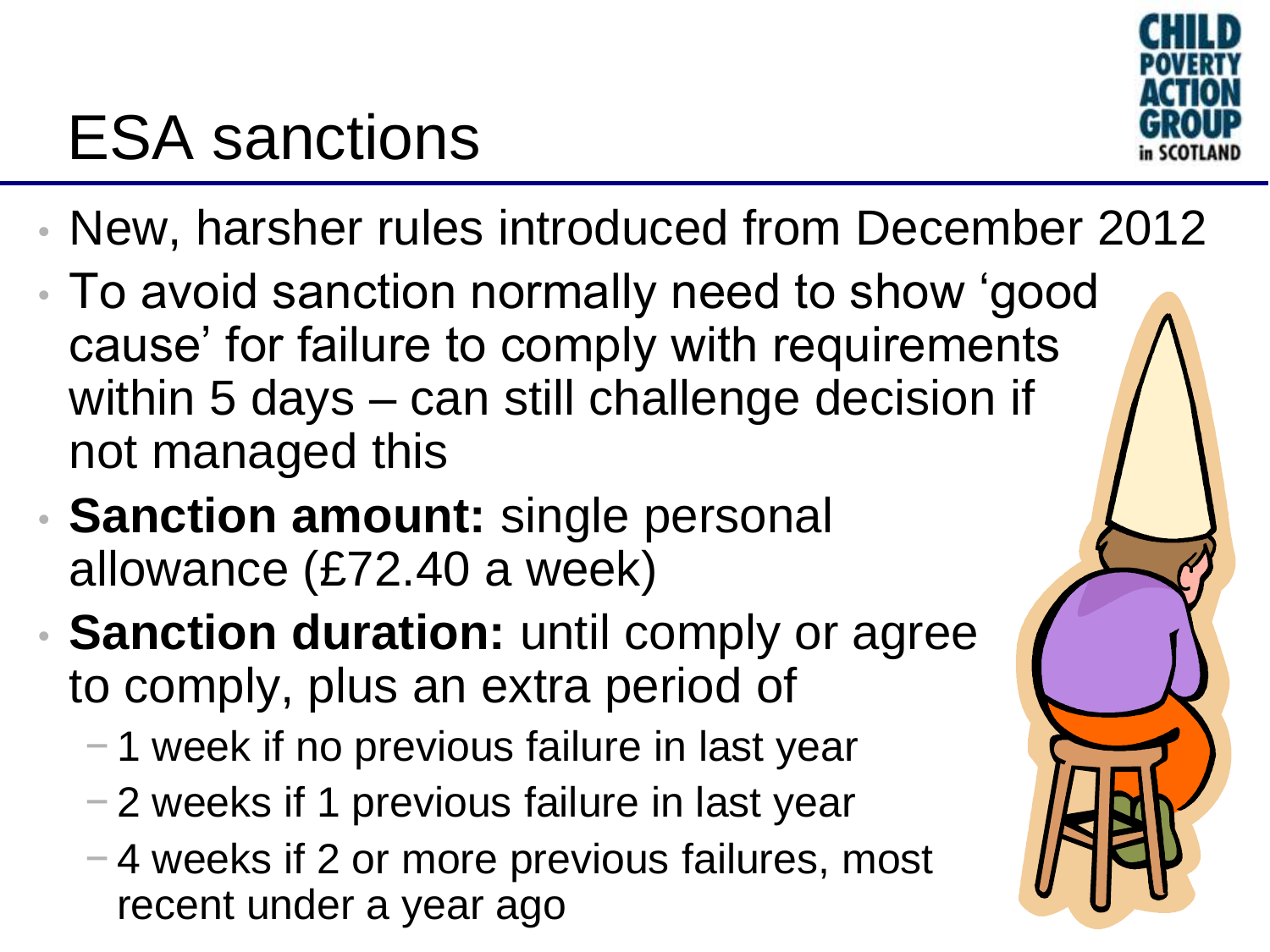# ESA sanctions

- New, harsher rules introduced from December 2012
- To avoid sanction normally need to show 'good cause' for failure to comply with requirements within 5 days – can still challenge decision if not managed this
- **Sanction amount:** single personal allowance (£72.40 a week)
- **Sanction duration:** until comply or agree to comply, plus an extra period of
  - 1 week if no previous failure in last year
  - 2 weeks if 1 previous failure in last year
  - 4 weeks if 2 or more previous failures, most recent under a year ago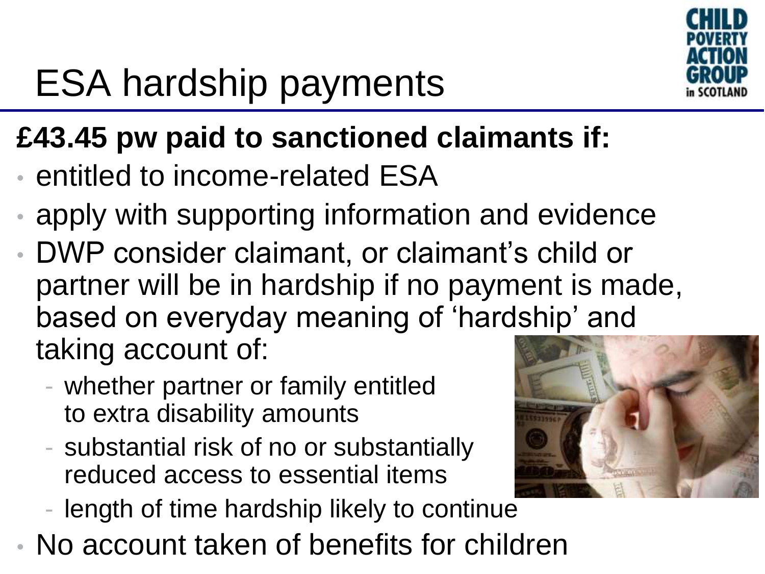# ESA hardship payments

**£43.45 pw paid to sanctioned claimants if:**

- entitled to income-related ESA
- apply with supporting information and evidence
- DWP consider claimant, or claimant's child or partner will be in hardship if no payment is made, based on everyday meaning of 'hardship' and taking account of:
  - whether partner or family entitled to extra disability amounts
  - substantial risk of no or substantially reduced access to essential items
  - length of time hardship likely to continue
- No account taken of benefits for children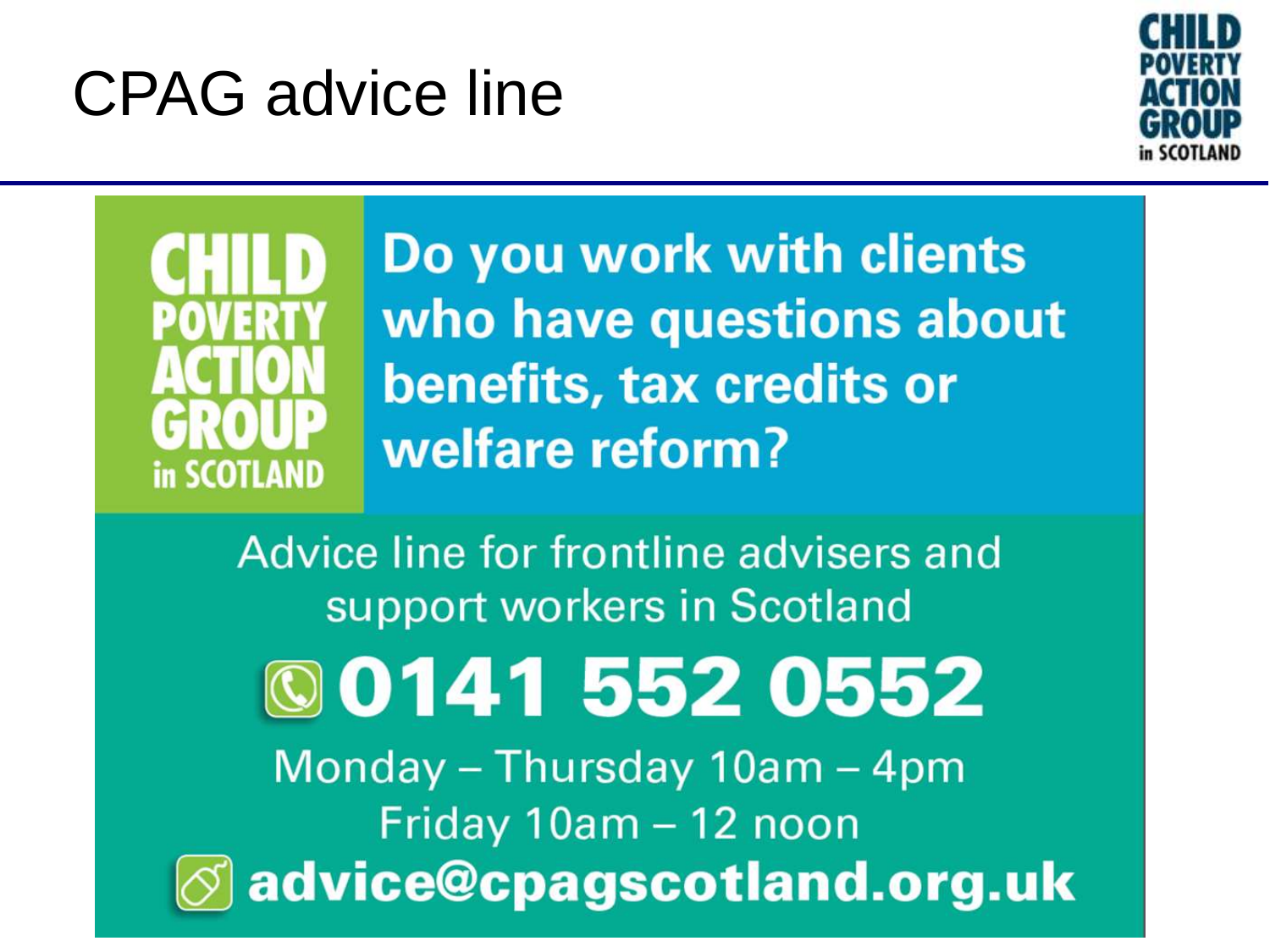# CPAG advice line

CHILD POVERTY ACTION GROUP in SCOTLAND

**Do you work with clients who have questions about benefits, tax credits or welfare reform?**

Advice line for frontline advisers and support workers in Scotland

**0141 552 0552**

Monday – Thursday 10am – 4pm

Friday 10am – 12 noon

**advice@cpagscotland.org.uk**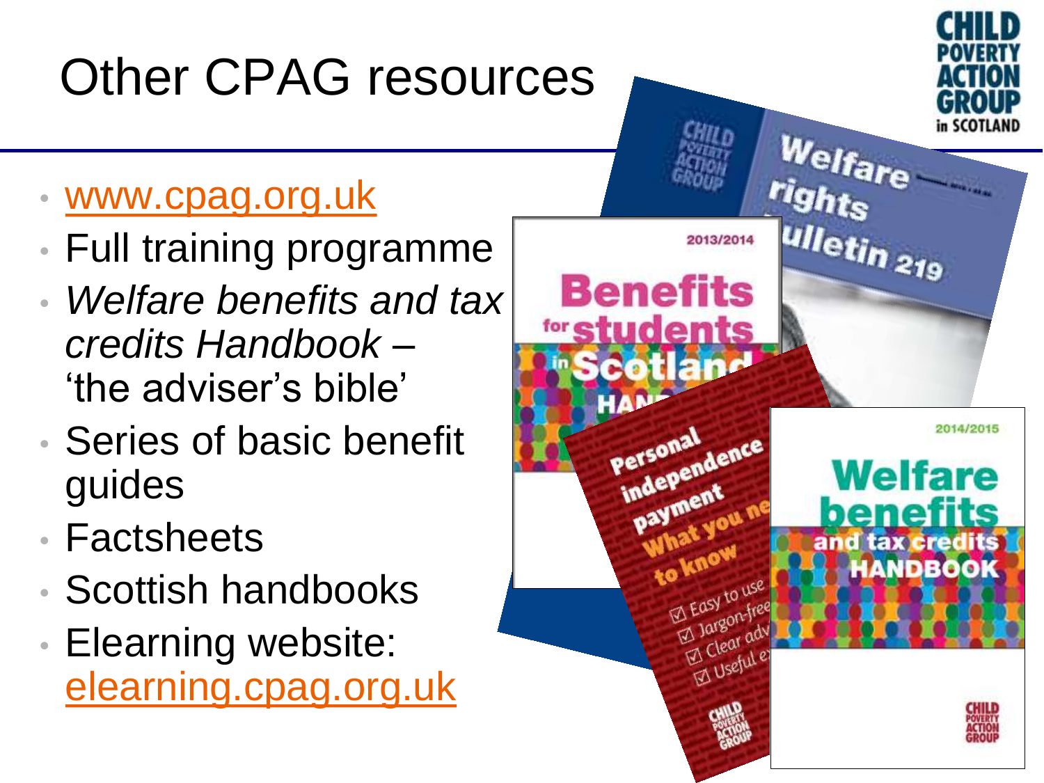# Other CPAG resources

- www.cpag.org.uk
- Full training programme
- *Welfare benefits and tax credits Handbook* – 'the adviser's bible'
- Series of basic benefit guides
- Factsheets
- Scottish handbooks
- Elearning website: elearning.cpag.org.uk